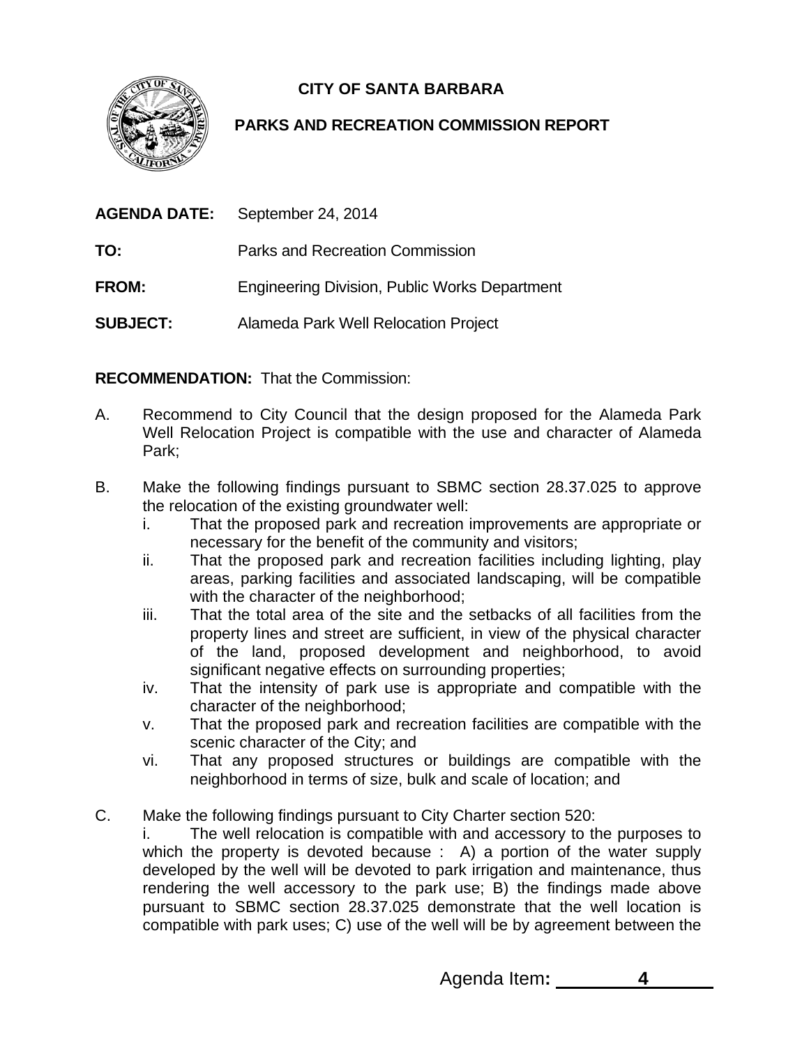# CITY OF SANTA BARBARA

## PARKS AND RECREATION COMMISSION REPORT

**AGENDA DATE:** September 24, 2014

**TO:** Parks and Recreation Commission

**FROM:** Engineering Division, Public Works Department

**SUBJECT:** Alameda Park Well Relocation Project

**RECOMMENDATION:** That the Commission:

A. Recommend to City Council that the design proposed for the Alameda Park Well Relocation Project is compatible with the use and character of Alameda Park;

B. Make the following findings pursuant to SBMC section 28.37.025 to approve the relocation of the existing groundwater well:
   i. That the proposed park and recreation improvements are appropriate or necessary for the benefit of the community and visitors;
   ii. That the proposed park and recreation facilities including lighting, play areas, parking facilities and associated landscaping, will be compatible with the character of the neighborhood;
   iii. That the total area of the site and the setbacks of all facilities from the property lines and street are sufficient, in view of the physical character of the land, proposed development and neighborhood, to avoid significant negative effects on surrounding properties;
   iv. That the intensity of park use is appropriate and compatible with the character of the neighborhood;
   v. That the proposed park and recreation facilities are compatible with the scenic character of the City; and
   vi. That any proposed structures or buildings are compatible with the neighborhood in terms of size, bulk and scale of location; and

C. Make the following findings pursuant to City Charter section 520:
   i. The well relocation is compatible with and accessory to the purposes to which the property is devoted because : A) a portion of the water supply developed by the well will be devoted to park irrigation and maintenance, thus rendering the well accessory to the park use; B) the findings made above pursuant to SBMC section 28.37.025 demonstrate that the well location is compatible with park uses; C) use of the well will be by agreement between the

Agenda Item: 4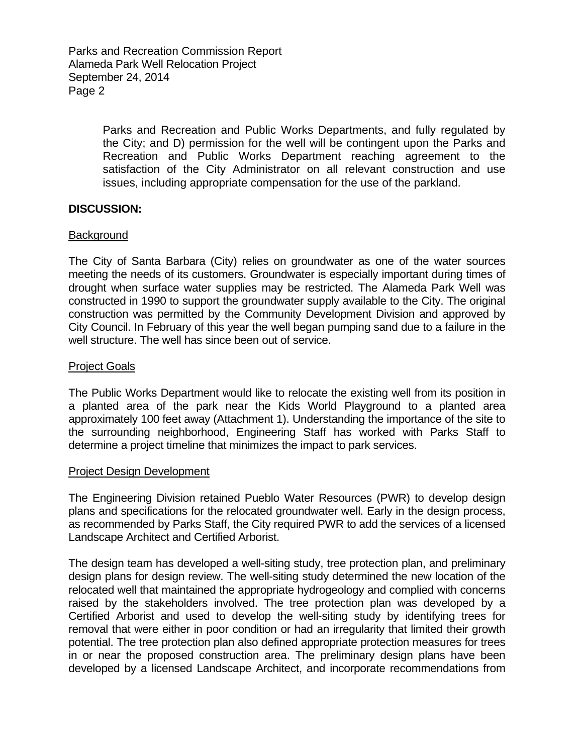Parks and Recreation and Public Works Departments, and fully regulated by the City; and D) permission for the well will be contingent upon the Parks and Recreation and Public Works Department reaching agreement to the satisfaction of the City Administrator on all relevant construction and use issues, including appropriate compensation for the use of the parkland.

**DISCUSSION:**

Background

The City of Santa Barbara (City) relies on groundwater as one of the water sources meeting the needs of its customers. Groundwater is especially important during times of drought when surface water supplies may be restricted. The Alameda Park Well was constructed in 1990 to support the groundwater supply available to the City. The original construction was permitted by the Community Development Division and approved by City Council. In February of this year the well began pumping sand due to a failure in the well structure. The well has since been out of service.

Project Goals

The Public Works Department would like to relocate the existing well from its position in a planted area of the park near the Kids World Playground to a planted area approximately 100 feet away (Attachment 1). Understanding the importance of the site to the surrounding neighborhood, Engineering Staff has worked with Parks Staff to determine a project timeline that minimizes the impact to park services.

Project Design Development

The Engineering Division retained Pueblo Water Resources (PWR) to develop design plans and specifications for the relocated groundwater well. Early in the design process, as recommended by Parks Staff, the City required PWR to add the services of a licensed Landscape Architect and Certified Arborist.

The design team has developed a well-siting study, tree protection plan, and preliminary design plans for design review. The well-siting study determined the new location of the relocated well that maintained the appropriate hydrogeology and complied with concerns raised by the stakeholders involved. The tree protection plan was developed by a Certified Arborist and used to develop the well-siting study by identifying trees for removal that were either in poor condition or had an irregularity that limited their growth potential. The tree protection plan also defined appropriate protection measures for trees in or near the proposed construction area. The preliminary design plans have been developed by a licensed Landscape Architect, and incorporate recommendations from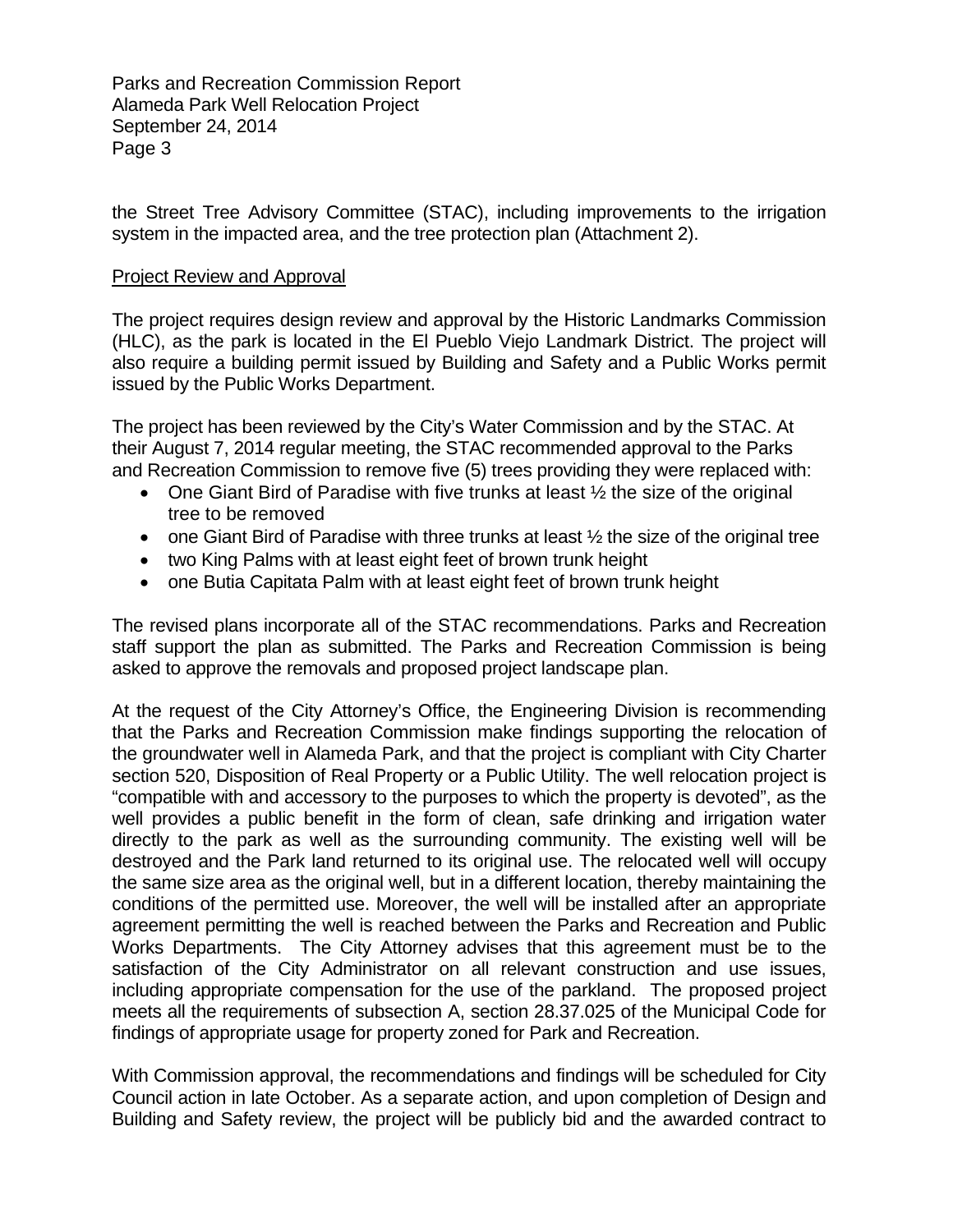the Street Tree Advisory Committee (STAC), including improvements to the irrigation system in the impacted area, and the tree protection plan (Attachment 2).

<u>Project Review and Approval</u>

The project requires design review and approval by the Historic Landmarks Commission (HLC), as the park is located in the El Pueblo Viejo Landmark District. The project will also require a building permit issued by Building and Safety and a Public Works permit issued by the Public Works Department.

The project has been reviewed by the City's Water Commission and by the STAC. At their August 7, 2014 regular meeting, the STAC recommended approval to the Parks and Recreation Commission to remove five (5) trees providing they were replaced with:

- One Giant Bird of Paradise with five trunks at least ½ the size of the original tree to be removed
- one Giant Bird of Paradise with three trunks at least ½ the size of the original tree
- two King Palms with at least eight feet of brown trunk height
- one Butia Capitata Palm with at least eight feet of brown trunk height

The revised plans incorporate all of the STAC recommendations. Parks and Recreation staff support the plan as submitted. The Parks and Recreation Commission is being asked to approve the removals and proposed project landscape plan.

At the request of the City Attorney's Office, the Engineering Division is recommending that the Parks and Recreation Commission make findings supporting the relocation of the groundwater well in Alameda Park, and that the project is compliant with City Charter section 520, Disposition of Real Property or a Public Utility. The well relocation project is "compatible with and accessory to the purposes to which the property is devoted", as the well provides a public benefit in the form of clean, safe drinking and irrigation water directly to the park as well as the surrounding community. The existing well will be destroyed and the Park land returned to its original use. The relocated well will occupy the same size area as the original well, but in a different location, thereby maintaining the conditions of the permitted use. Moreover, the well will be installed after an appropriate agreement permitting the well is reached between the Parks and Recreation and Public Works Departments. The City Attorney advises that this agreement must be to the satisfaction of the City Administrator on all relevant construction and use issues, including appropriate compensation for the use of the parkland. The proposed project meets all the requirements of subsection A, section 28.37.025 of the Municipal Code for findings of appropriate usage for property zoned for Park and Recreation.

With Commission approval, the recommendations and findings will be scheduled for City Council action in late October. As a separate action, and upon completion of Design and Building and Safety review, the project will be publicly bid and the awarded contract to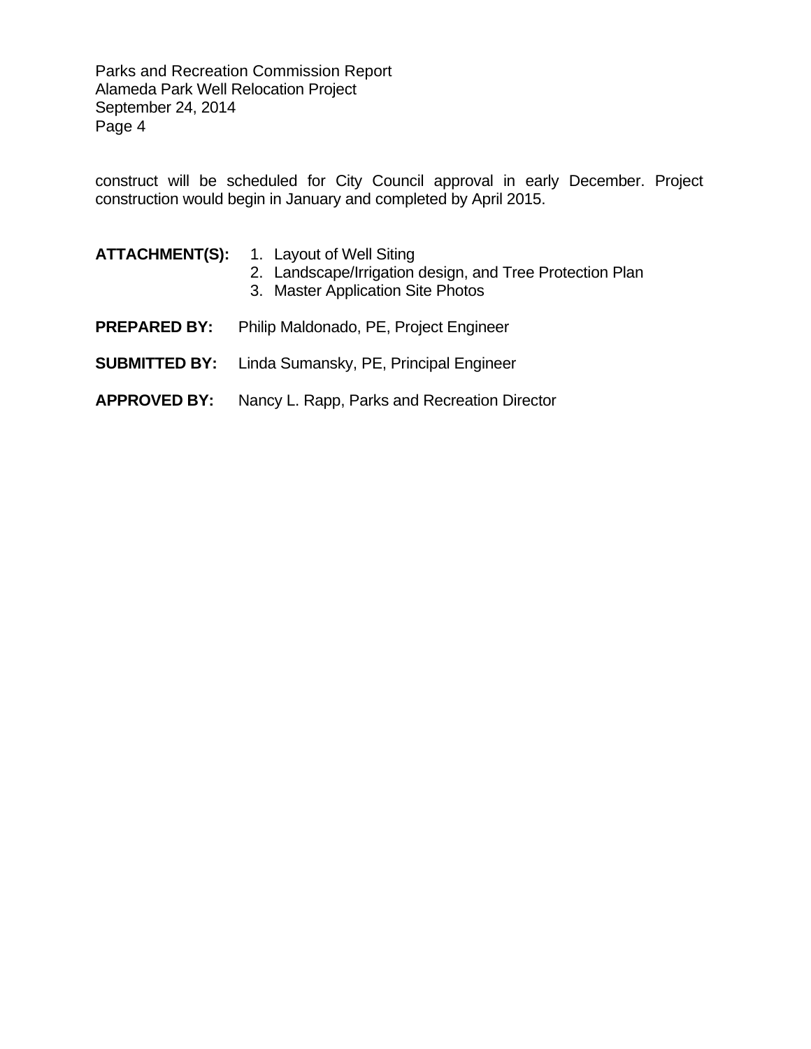construct will be scheduled for City Council approval in early December. Project construction would begin in January and completed by April 2015.

**ATTACHMENT(S):**
1. Layout of Well Siting
2. Landscape/Irrigation design, and Tree Protection Plan
3. Master Application Site Photos

**PREPARED BY:** Philip Maldonado, PE, Project Engineer

**SUBMITTED BY:** Linda Sumansky, PE, Principal Engineer

**APPROVED BY:** Nancy L. Rapp, Parks and Recreation Director